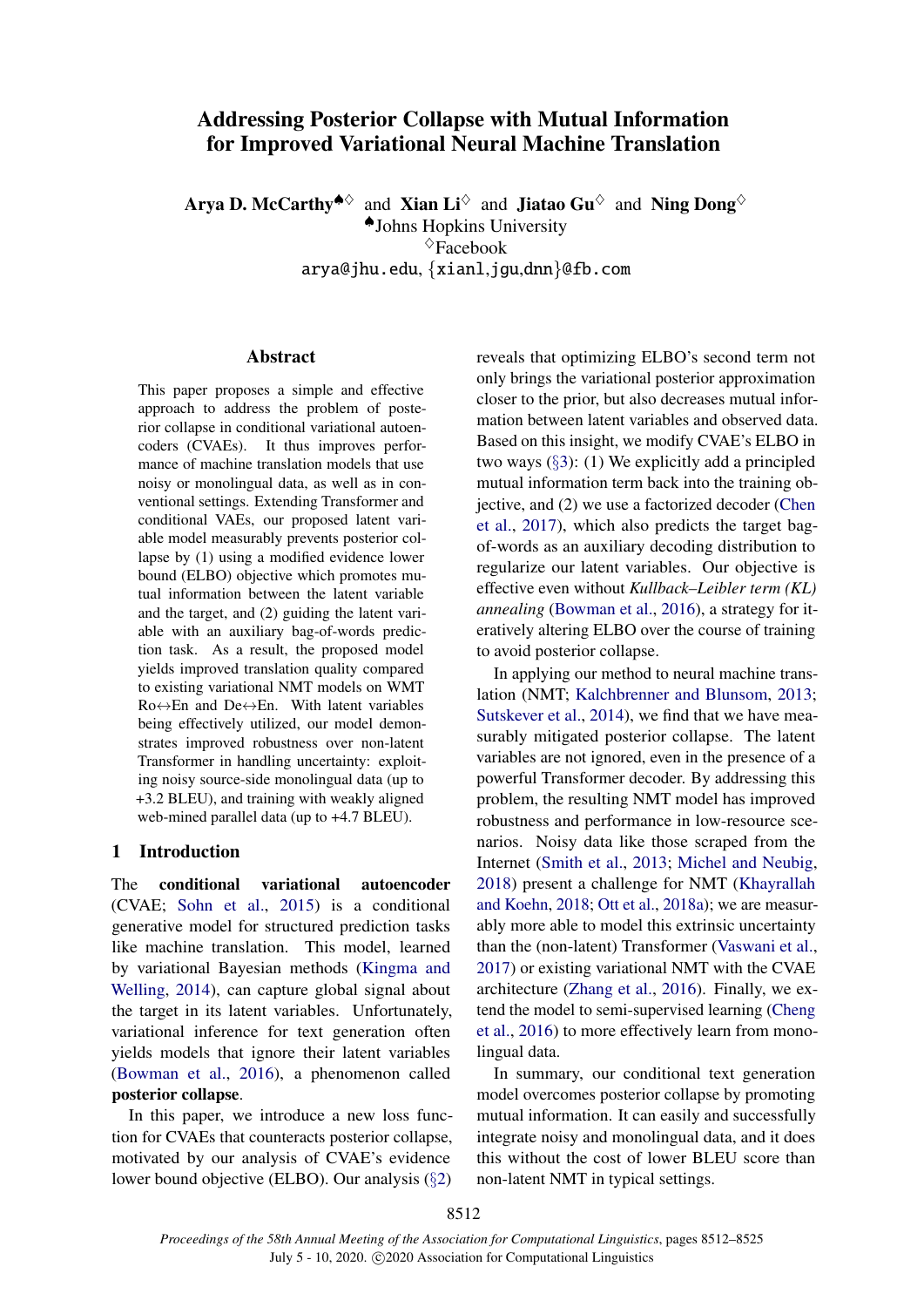# Addressing Posterior Collapse with Mutual Information for Improved Variational Neural Machine Translation

**Arya D. McCarthy**[♠♢] and **Xian Li**[♢] and **Jiatao Gu**[♢] and **Ning Dong**[♢]

[♠]Johns Hopkins University

[♢]Facebook

arya@jhu.edu, {xianl,jgu,dnn}@fb.com

## Abstract

This paper proposes a simple and effective approach to address the problem of posterior collapse in conditional variational autoencoders (CVAEs). It thus improves performance of machine translation models that use noisy or monolingual data, as well as in conventional settings. Extending Transformer and conditional VAEs, our proposed latent variable model measurably prevents posterior collapse by (1) using a modified evidence lower bound (ELBO) objective which promotes mutual information between the latent variable and the target, and (2) guiding the latent variable with an auxiliary bag-of-words prediction task. As a result, the proposed model yields improved translation quality compared to existing variational NMT models on WMT Ro↔En and De↔En. With latent variables being effectively utilized, our model demonstrates improved robustness over non-latent Transformer in handling uncertainty: exploiting noisy source-side monolingual data (up to +3.2 BLEU), and training with weakly aligned web-mined parallel data (up to +4.7 BLEU).

## 1 Introduction

The **conditional variational autoencoder** (CVAE; Sohn et al., 2015) is a conditional generative model for structured prediction tasks like machine translation. This model, learned by variational Bayesian methods (Kingma and Welling, 2014), can capture global signal about the target in its latent variables. Unfortunately, variational inference for text generation often yields models that ignore their latent variables (Bowman et al., 2016), a phenomenon called **posterior collapse**.

In this paper, we introduce a new loss function for CVAEs that counteracts posterior collapse, motivated by our analysis of CVAE's evidence lower bound objective (ELBO). Our analysis (§2) reveals that optimizing ELBO's second term not only brings the variational posterior approximation closer to the prior, but also decreases mutual information between latent variables and observed data. Based on this insight, we modify CVAE's ELBO in two ways (§3): (1) We explicitly add a principled mutual information term back into the training objective, and (2) we use a factorized decoder (Chen et al., 2017), which also predicts the target bag-of-words as an auxiliary decoding distribution to regularize our latent variables. Our objective is effective even without *Kullback–Leibler term (KL) annealing* (Bowman et al., 2016), a strategy for iteratively altering ELBO over the course of training to avoid posterior collapse.

In applying our method to neural machine translation (NMT; Kalchbrenner and Blunsom, 2013; Sutskever et al., 2014), we find that we have measurably mitigated posterior collapse. The latent variables are not ignored, even in the presence of a powerful Transformer decoder. By addressing this problem, the resulting NMT model has improved robustness and performance in low-resource scenarios. Noisy data like those scraped from the Internet (Smith et al., 2013; Michel and Neubig, 2018) present a challenge for NMT (Khayrallah and Koehn, 2018; Ott et al., 2018a); we are measurably more able to model this extrinsic uncertainty than the (non-latent) Transformer (Vaswani et al., 2017) or existing variational NMT with the CVAE architecture (Zhang et al., 2016). Finally, we extend the model to semi-supervised learning (Cheng et al., 2016) to more effectively learn from monolingual data.

In summary, our conditional text generation model overcomes posterior collapse by promoting mutual information. It can easily and successfully integrate noisy and monolingual data, and it does this without the cost of lower BLEU score than non-latent NMT in typical settings.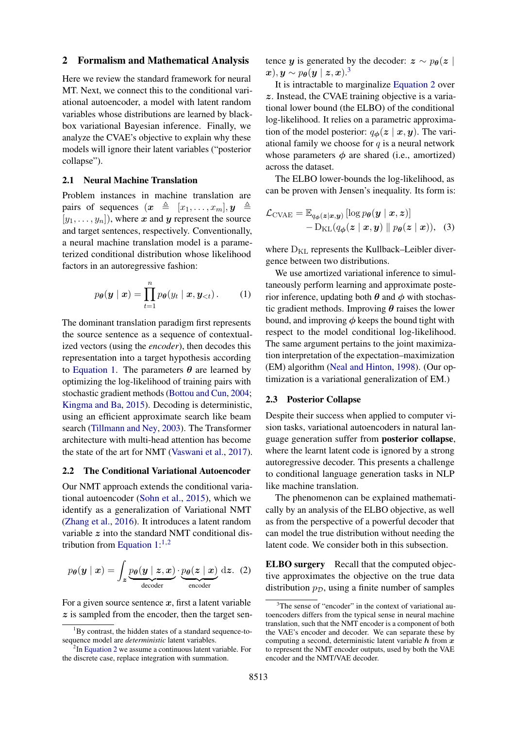## 2 Formalism and Mathematical Analysis

Here we review the standard framework for neural MT. Next, we connect this to the conditional variational autoencoder, a model with latent random variables whose distributions are learned by black-box variational Bayesian inference. Finally, we analyze the CVAE's objective to explain why these models will ignore their latent variables ("posterior collapse").

### 2.1 Neural Machine Translation

Problem instances in machine translation are pairs of sequences ($\boldsymbol{x} \triangleq [x_1, \dots, x_m], \boldsymbol{y} \triangleq [y_1, \dots, y_n]$), where $\boldsymbol{x}$ and $\boldsymbol{y}$ represent the source and target sentences, respectively. Conventionally, a neural machine translation model is a parameterized conditional distribution whose likelihood factors in an autoregressive fashion:

$$p_{\boldsymbol{\theta}}(\boldsymbol{y} \mid \boldsymbol{x}) = \prod_{t=1}^{n} p_{\boldsymbol{\theta}}(y_t \mid \boldsymbol{x}, \boldsymbol{y}_{<t}) \,. \tag{1}$$

The dominant translation paradigm first represents the source sentence as a sequence of contextualized vectors (using the *encoder*), then decodes this representation into a target hypothesis according to Equation 1. The parameters $\boldsymbol{\theta}$ are learned by optimizing the log-likelihood of training pairs with stochastic gradient methods (Bottou and Cun, 2004; Kingma and Ba, 2015). Decoding is deterministic, using an efficient approximate search like beam search (Tillmann and Ney, 2003). The Transformer architecture with multi-head attention has become the state of the art for NMT (Vaswani et al., 2017).

### 2.2 The Conditional Variational Autoencoder

Our NMT approach extends the conditional variational autoencoder (Sohn et al., 2015), which we identify as a generalization of Variational NMT (Zhang et al., 2016). It introduces a latent random variable $\boldsymbol{z}$ into the standard NMT conditional distribution from Equation 1:[1,2]

$$p_{\boldsymbol{\theta}}(\boldsymbol{y} \mid \boldsymbol{x}) = \int_{\boldsymbol{z}} \underbrace{p_{\boldsymbol{\theta}}(\boldsymbol{y} \mid \boldsymbol{z}, \boldsymbol{x})}_{\text{decoder}} \cdot \underbrace{p_{\boldsymbol{\theta}}(\boldsymbol{z} \mid \boldsymbol{x})}_{\text{encoder}} \, \mathrm{d}\boldsymbol{z}. \tag{2}$$

For a given source sentence $\boldsymbol{x}$, first a latent variable $\boldsymbol{z}$ is sampled from the encoder, then the target sentence $\boldsymbol{y}$ is generated by the decoder: $\boldsymbol{z} \sim p_{\boldsymbol{\theta}}(\boldsymbol{z} \mid \boldsymbol{x}), \boldsymbol{y} \sim p_{\boldsymbol{\theta}}(\boldsymbol{y} \mid \boldsymbol{z}, \boldsymbol{x})$.[3]

It is intractable to marginalize Equation 2 over $\boldsymbol{z}$. Instead, the CVAE training objective is a variational lower bound (the ELBO) of the conditional log-likelihood. It relies on a parametric approximation of the model posterior: $q_{\boldsymbol{\phi}}(\boldsymbol{z} \mid \boldsymbol{x}, \boldsymbol{y})$. The variational family we choose for $q$ is a neural network whose parameters $\boldsymbol{\phi}$ are shared (i.e., amortized) across the dataset.

The ELBO lower-bounds the log-likelihood, as can be proven with Jensen's inequality. Its form is:

$$\begin{aligned}\mathcal{L}_{\text{CVAE}} = \;& \mathbb{E}_{q_{\boldsymbol{\phi}}(\boldsymbol{z} \mid \boldsymbol{x}, \boldsymbol{y})} \left[\log p_{\boldsymbol{\theta}}(\boldsymbol{y} \mid \boldsymbol{x}, \boldsymbol{z})\right] \\ & - \mathrm{D}_{\mathrm{KL}}(q_{\boldsymbol{\phi}}(\boldsymbol{z} \mid \boldsymbol{x}, \boldsymbol{y}) \parallel p_{\boldsymbol{\theta}}(\boldsymbol{z} \mid \boldsymbol{x})),\end{aligned} \tag{3}$$

where $\mathrm{D}_{\mathrm{KL}}$ represents the Kullback–Leibler divergence between two distributions.

We use amortized variational inference to simultaneously perform learning and approximate posterior inference, updating both $\boldsymbol{\theta}$ and $\boldsymbol{\phi}$ with stochastic gradient methods. Improving $\boldsymbol{\theta}$ raises the lower bound, and improving $\boldsymbol{\phi}$ keeps the bound tight with respect to the model conditional log-likelihood. The same argument pertains to the joint maximization interpretation of the expectation–maximization (EM) algorithm (Neal and Hinton, 1998). (Our optimization is a variational generalization of EM.)

### 2.3 Posterior Collapse

Despite their success when applied to computer vision tasks, variational autoencoders in natural language generation suffer from **posterior collapse**, where the learnt latent code is ignored by a strong autoregressive decoder. This presents a challenge to conditional language generation tasks in NLP like machine translation.

The phenomenon can be explained mathematically by an analysis of the ELBO objective, as well as from the perspective of a powerful decoder that can model the true distribution without needing the latent code. We consider both in this subsection.

**ELBO surgery** Recall that the computed objective approximates the objective on the true data distribution $p_{\mathcal{D}}$, using a finite number of samples

[1] By contrast, the hidden states of a standard sequence-to-sequence model are *deterministic* latent variables.

[2] In Equation 2 we assume a continuous latent variable. For the discrete case, replace integration with summation.

[3] The sense of "encoder" in the context of variational autoencoders differs from the typical sense in neural machine translation, such that the NMT encoder is a component of both the VAE's encoder and decoder. We can separate these by computing a second, deterministic latent variable $\boldsymbol{h}$ from $\boldsymbol{x}$ to represent the NMT encoder outputs, used by both the VAE encoder and the NMT/VAE decoder.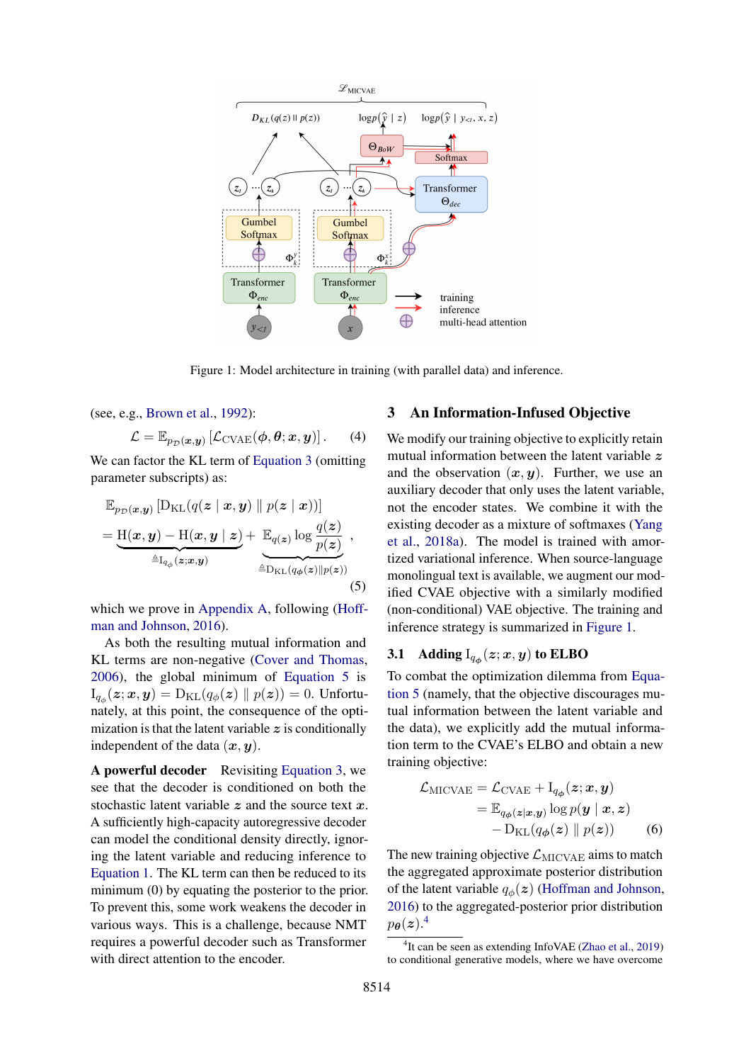Figure 1: Model architecture in training (with parallel data) and inference.

(see, e.g., Brown et al., 1992):

$$\mathcal{L} = \mathbb{E}_{p_\mathcal{D}(\boldsymbol{x},\boldsymbol{y})}\left[\mathcal{L}_{\text{CVAE}}(\boldsymbol{\phi},\boldsymbol{\theta};\boldsymbol{x},\boldsymbol{y})\right]. \quad (4)$$

We can factor the KL term of Equation 3 (omitting parameter subscripts) as:

$$\begin{aligned}
&\mathbb{E}_{p_\mathcal{D}(\boldsymbol{x},\boldsymbol{y})}\left[\mathrm{D}_{\mathrm{KL}}(q(\boldsymbol{z} \mid \boldsymbol{x},\boldsymbol{y}) \parallel p(\boldsymbol{z} \mid \boldsymbol{x}))\right] \\
&= \underbrace{\mathrm{H}(\boldsymbol{x},\boldsymbol{y}) - \mathrm{H}(\boldsymbol{x},\boldsymbol{y} \mid \boldsymbol{z})}_{\triangleq \mathrm{I}_{q_\phi}(\boldsymbol{z};\boldsymbol{x},\boldsymbol{y})} + \underbrace{\mathbb{E}_{q(\boldsymbol{z})} \log \frac{q(\boldsymbol{z})}{p(\boldsymbol{z})}}_{\triangleq \mathrm{D}_{\mathrm{KL}}(q_\phi(\boldsymbol{z}) \parallel p(\boldsymbol{z}))},
\end{aligned} \quad (5)$$

which we prove in Appendix A, following (Hoffman and Johnson, 2016).

As both the resulting mutual information and KL terms are non-negative (Cover and Thomas, 2006), the global minimum of Equation 5 is $\mathrm{I}_{q_\phi}(\boldsymbol{z};\boldsymbol{x},\boldsymbol{y}) = \mathrm{D}_{\mathrm{KL}}(q_\phi(\boldsymbol{z}) \parallel p(\boldsymbol{z})) = 0$. Unfortunately, at this point, the consequence of the optimization is that the latent variable $\boldsymbol{z}$ is conditionally independent of the data $(\boldsymbol{x},\boldsymbol{y})$.

**A powerful decoder** Revisiting Equation 3, we see that the decoder is conditioned on both the stochastic latent variable $\boldsymbol{z}$ and the source text $\boldsymbol{x}$. A sufficiently high-capacity autoregressive decoder can model the conditional density directly, ignoring the latent variable and reducing inference to Equation 1. The KL term can then be reduced to its minimum (0) by equating the posterior to the prior. To prevent this, some work weakens the decoder in various ways. This is a challenge, because NMT requires a powerful decoder such as Transformer with direct attention to the encoder.

## 3 An Information-Infused Objective

We modify our training objective to explicitly retain mutual information between the latent variable $\boldsymbol{z}$ and the observation $(\boldsymbol{x},\boldsymbol{y})$. Further, we use an auxiliary decoder that only uses the latent variable, not the encoder states. We combine it with the existing decoder as a mixture of softmaxes (Yang et al., 2018a). The model is trained with amortized variational inference. When source-language monolingual text is available, we augment our modified CVAE objective with a similarly modified (non-conditional) VAE objective. The training and inference strategy is summarized in Figure 1.

### 3.1 Adding $\mathrm{I}_{q_\phi}(\boldsymbol{z};\boldsymbol{x},\boldsymbol{y})$ to ELBO

To combat the optimization dilemma from Equation 5 (namely, that the objective discourages mutual information between the latent variable and the data), we explicitly add the mutual information term to the CVAE's ELBO and obtain a new training objective:

$$\begin{aligned}
\mathcal{L}_{\text{MICVAE}} &= \mathcal{L}_{\text{CVAE}} + \mathrm{I}_{q_\phi}(\boldsymbol{z};\boldsymbol{x},\boldsymbol{y}) \\
&= \mathbb{E}_{q_\phi(\boldsymbol{z}\mid\boldsymbol{x},\boldsymbol{y})} \log p(\boldsymbol{y} \mid \boldsymbol{x},\boldsymbol{z}) \\
&\quad - \mathrm{D}_{\mathrm{KL}}(q_\phi(\boldsymbol{z}) \parallel p(\boldsymbol{z}))
\end{aligned} \quad (6)$$

The new training objective $\mathcal{L}_{\text{MICVAE}}$ aims to match the aggregated approximate posterior distribution of the latent variable $q_\phi(\boldsymbol{z})$ (Hoffman and Johnson, 2016) to the aggregated-posterior prior distribution $p_{\boldsymbol{\theta}}(\boldsymbol{z})$.[4]

[4]It can be seen as extending InfoVAE (Zhao et al., 2019) to conditional generative models, where we have overcome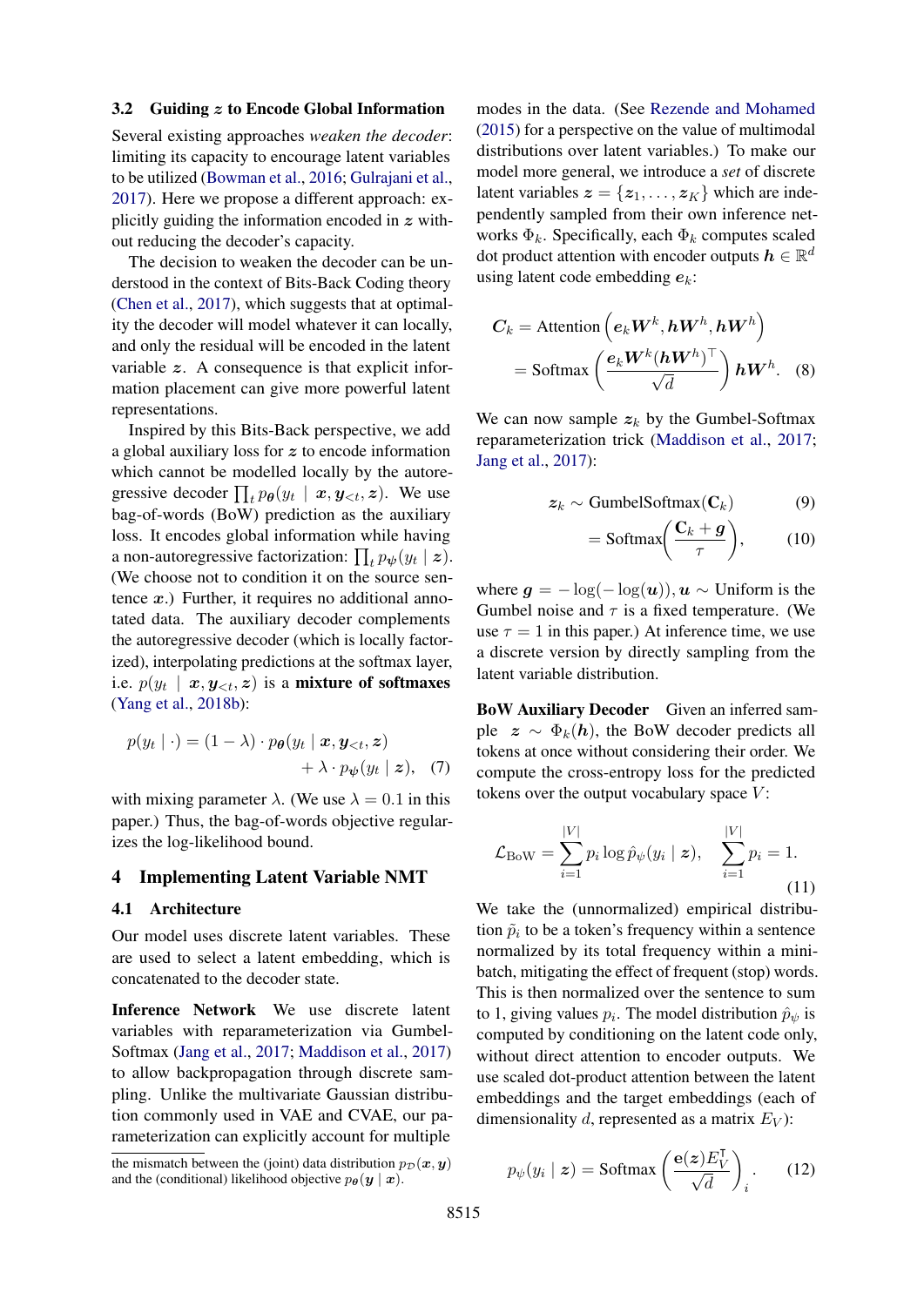### 3.2 Guiding $z$ to Encode Global Information

Several existing approaches *weaken the decoder*: limiting its capacity to encourage latent variables to be utilized (Bowman et al., 2016; Gulrajani et al., 2017). Here we propose a different approach: explicitly guiding the information encoded in $z$ without reducing the decoder's capacity.

The decision to weaken the decoder can be understood in the context of Bits-Back Coding theory (Chen et al., 2017), which suggests that at optimality the decoder will model whatever it can locally, and only the residual will be encoded in the latent variable $z$. A consequence is that explicit information placement can give more powerful latent representations.

Inspired by this Bits-Back perspective, we add a global auxiliary loss for $z$ to encode information which cannot be modelled locally by the autoregressive decoder $\prod_t p_{\theta}(y_t \mid x, y_{<t}, z)$. We use bag-of-words (BoW) prediction as the auxiliary loss. It encodes global information while having a non-autoregressive factorization: $\prod_t p_{\psi}(y_t \mid z)$. (We choose not to condition it on the source sentence $x$.) Further, it requires no additional annotated data. The auxiliary decoder complements the autoregressive decoder (which is locally factorized), interpolating predictions at the softmax layer, i.e. $p(y_t \mid x, y_{<t}, z)$ is a **mixture of softmaxes** (Yang et al., 2018b):

$$
\begin{aligned}
p(y_t \mid \cdot) = (1-\lambda) \cdot p_{\theta}(y_t \mid x, y_{<t}, z) \\
+ \lambda \cdot p_{\psi}(y_t \mid z), \quad (7)
\end{aligned}
$$

with mixing parameter $\lambda$. (We use $\lambda = 0.1$ in this paper.) Thus, the bag-of-words objective regularizes the log-likelihood bound.

## 4 Implementing Latent Variable NMT

### 4.1 Architecture

Our model uses discrete latent variables. These are used to select a latent embedding, which is concatenated to the decoder state.

**Inference Network** We use discrete latent variables with reparameterization via Gumbel-Softmax (Jang et al., 2017; Maddison et al., 2017) to allow backpropagation through discrete sampling. Unlike the multivariate Gaussian distribution commonly used in VAE and CVAE, our parameterization can explicitly account for multiple modes in the data. (See Rezende and Mohamed (2015) for a perspective on the value of multimodal distributions over latent variables.) To make our model more general, we introduce a *set* of discrete latent variables $z = \{z_1, \ldots, z_K\}$ which are independently sampled from their own inference networks $\Phi_k$. Specifically, each $\Phi_k$ computes scaled dot product attention with encoder outputs $h \in \mathbb{R}^d$ using latent code embedding $e_k$:

$$
\begin{aligned}
C_k &= \text{Attention}\left(e_k W^k, h W^h, h W^h\right) \\
&= \text{Softmax}\left(\frac{e_k W^k (h W^h)^\top}{\sqrt{d}}\right) h W^h. \quad (8)
\end{aligned}
$$

We can now sample $z_k$ by the Gumbel-Softmax reparameterization trick (Maddison et al., 2017; Jang et al., 2017):

$$
\begin{aligned}
z_k &\sim \text{GumbelSoftmax}(\mathbf{C}_k) \quad (9) \\
&= \text{Softmax}\left(\frac{\mathbf{C}_k + g}{\tau}\right), \quad (10)
\end{aligned}
$$

where $g = -\log(-\log(u)), u \sim \text{Uniform}$ is the Gumbel noise and $\tau$ is a fixed temperature. (We use $\tau = 1$ in this paper.) At inference time, we use a discrete version by directly sampling from the latent variable distribution.

**BoW Auxiliary Decoder** Given an inferred sample $z \sim \Phi_k(h)$, the BoW decoder predicts all tokens at once without considering their order. We compute the cross-entropy loss for the predicted tokens over the output vocabulary space $V$:

$$
\mathcal{L}_{\text{BoW}} = \sum_{i=1}^{|V|} p_i \log \hat{p}_{\psi}(y_i \mid z), \quad \sum_{i=1}^{|V|} p_i = 1. \quad (11)
$$

We take the (unnormalized) empirical distribution $\tilde{p}_i$ to be a token's frequency within a sentence normalized by its total frequency within a mini-batch, mitigating the effect of frequent (stop) words. This is then normalized over the sentence to sum to 1, giving values $p_i$. The model distribution $\hat{p}_{\psi}$ is computed by conditioning on the latent code only, without direct attention to encoder outputs. We use scaled dot-product attention between the latent embeddings and the target embeddings (each of dimensionality $d$, represented as a matrix $E_V$):

$$
p_{\psi}(y_i \mid z) = \text{Softmax}\left(\frac{\mathbf{e}(z) E_V^{\intercal}}{\sqrt{d}}\right)_i. \quad (12)
$$

the mismatch between the (joint) data distribution $p_{\mathcal{D}}(x, y)$ and the (conditional) likelihood objective $p_{\theta}(y \mid x)$.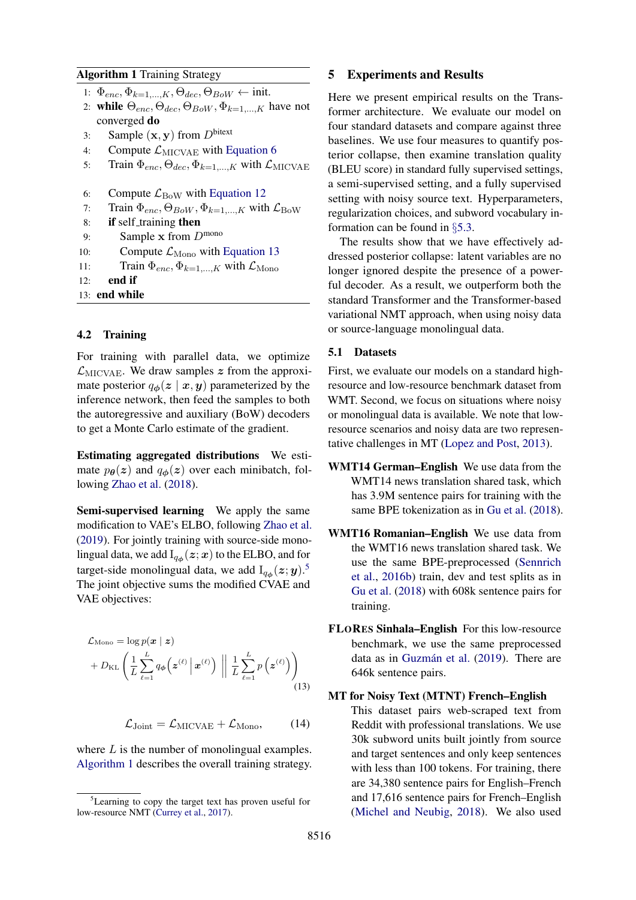**Algorithm 1** Training Strategy

```
1:  Φ_enc, Φ_{k=1,...,K}, Θ_dec, Θ_BoW ← init.
2:  while Θ_enc, Θ_dec, Θ_BoW, Φ_{k=1,...,K} have not converged do
3:      Sample (x, y) from D^bitext
4:      Compute L_MICVAE with Equation 6
5:      Train Φ_enc, Θ_dec, Φ_{k=1,...,K} with L_MICVAE

6:      Compute L_BoW with Equation 12
7:      Train Φ_enc, Θ_BoW, Φ_{k=1,...,K} with L_BoW
8:      if self_training then
9:          Sample x from D^mono
10:         Compute L_Mono with Equation 13
11:         Train Φ_enc, Φ_{k=1,...,K} with L_Mono
12:     end if
13: end while
```

### 4.2 Training

For training with parallel data, we optimize $\mathcal{L}_{\text{MICVAE}}$. We draw samples $\boldsymbol{z}$ from the approximate posterior $q_{\boldsymbol{\phi}}(\boldsymbol{z} \mid \boldsymbol{x}, \boldsymbol{y})$ parameterized by the inference network, then feed the samples to both the autoregressive and auxiliary (BoW) decoders to get a Monte Carlo estimate of the gradient.

**Estimating aggregated distributions** We estimate $p_{\boldsymbol{\theta}}(\boldsymbol{z})$ and $q_{\boldsymbol{\phi}}(\boldsymbol{z})$ over each minibatch, following Zhao et al. (2018).

**Semi-supervised learning** We apply the same modification to VAE's ELBO, following Zhao et al. (2019). For jointly training with source-side monolingual data, we add $\mathrm{I}_{q_{\boldsymbol{\phi}}}(\boldsymbol{z}; \boldsymbol{x})$ to the ELBO, and for target-side monolingual data, we add $\mathrm{I}_{q_{\boldsymbol{\phi}}}(\boldsymbol{z}; \boldsymbol{y})$.[5] The joint objective sums the modified CVAE and VAE objectives:

$$\mathcal{L}_{\text{Mono}} = \log p(\boldsymbol{x} \mid \boldsymbol{z}) + D_{\text{KL}}\left(\frac{1}{L}\sum_{\ell=1}^{L} q_{\boldsymbol{\phi}}\left(\boldsymbol{z}^{(\ell)} \,\middle|\, \boldsymbol{x}^{(\ell)}\right) \,\middle\|\, \frac{1}{L}\sum_{\ell=1}^{L} p\left(\boldsymbol{z}^{(\ell)}\right)\right) \tag{13}$$

$$\mathcal{L}_{\text{Joint}} = \mathcal{L}_{\text{MICVAE}} + \mathcal{L}_{\text{Mono}}, \tag{14}$$

where $L$ is the number of monolingual examples. Algorithm 1 describes the overall training strategy.

[5] Learning to copy the target text has proven useful for low-resource NMT (Currey et al., 2017).

## 5 Experiments and Results

Here we present empirical results on the Transformer architecture. We evaluate our model on four standard datasets and compare against three baselines. We use four measures to quantify posterior collapse, then examine translation quality (BLEU score) in standard fully supervised settings, a semi-supervised setting, and a fully supervised setting with noisy source text. Hyperparameters, regularization choices, and subword vocabulary information can be found in §5.3.

The results show that we have effectively addressed posterior collapse: latent variables are no longer ignored despite the presence of a powerful decoder. As a result, we outperform both the standard Transformer and the Transformer-based variational NMT approach, when using noisy data or source-language monolingual data.

### 5.1 Datasets

First, we evaluate our models on a standard high-resource and low-resource benchmark dataset from WMT. Second, we focus on situations where noisy or monolingual data is available. We note that low-resource scenarios and noisy data are two representative challenges in MT (Lopez and Post, 2013).

**WMT14 German–English** We use data from the WMT14 news translation shared task, which has 3.9M sentence pairs for training with the same BPE tokenization as in Gu et al. (2018).

**WMT16 Romanian–English** We use data from the WMT16 news translation shared task. We use the same BPE-preprocessed (Sennrich et al., 2016b) train, dev and test splits as in Gu et al. (2018) with 608k sentence pairs for training.

**FLoRes Sinhala–English** For this low-resource benchmark, we use the same preprocessed data as in Guzmán et al. (2019). There are 646k sentence pairs.

**MT for Noisy Text (MTNT) French–English** This dataset pairs web-scraped text from Reddit with professional translations. We use 30k subword units built jointly from source and target sentences and only keep sentences with less than 100 tokens. For training, there are 34,380 sentence pairs for English–French and 17,616 sentence pairs for French–English (Michel and Neubig, 2018). We also used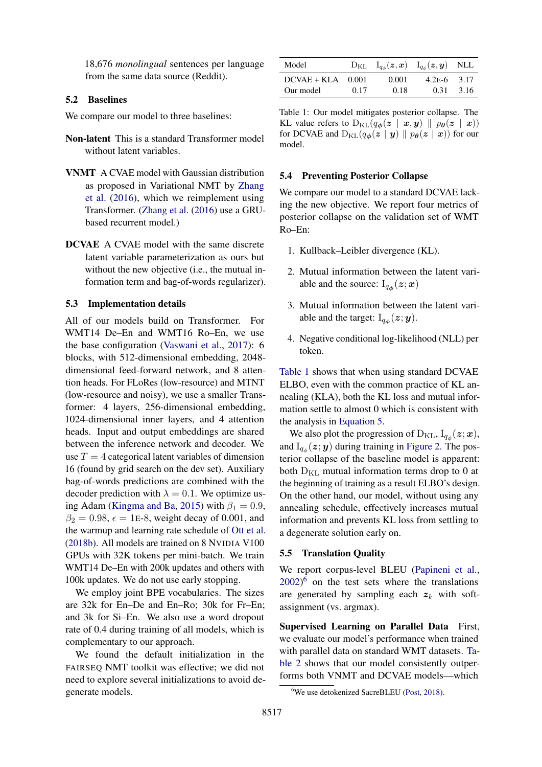18,676 *monolingual* sentences per language from the same data source (Reddit).

## 5.2 Baselines

We compare our model to three baselines:

**Non-latent** This is a standard Transformer model without latent variables.

**VNMT** A CVAE model with Gaussian distribution as proposed in Variational NMT by Zhang et al. (2016), which we reimplement using Transformer. (Zhang et al. (2016) use a GRU-based recurrent model.)

**DCVAE** A CVAE model with the same discrete latent variable parameterization as ours but without the new objective (i.e., the mutual information term and bag-of-words regularizer).

## 5.3 Implementation details

All of our models build on Transformer. For WMT14 De–En and WMT16 Ro–En, we use the base configuration (Vaswani et al., 2017): 6 blocks, with 512-dimensional embedding, 2048-dimensional feed-forward network, and 8 attention heads. For FLoRes (low-resource) and MTNT (low-resource and noisy), we use a smaller Transformer: 4 layers, 256-dimensional embedding, 1024-dimensional inner layers, and 4 attention heads. Input and output embeddings are shared between the inference network and decoder. We use $T = 4$ categorical latent variables of dimension 16 (found by grid search on the dev set). Auxiliary bag-of-words predictions are combined with the decoder prediction with $\lambda = 0.1$. We optimize using Adam (Kingma and Ba, 2015) with $\beta_1 = 0.9$, $\beta_2 = 0.98$, $\epsilon = 1\text{E-}8$, weight decay of 0.001, and the warmup and learning rate schedule of Ott et al. (2018b). All models are trained on 8 NVIDIA V100 GPUs with 32K tokens per mini-batch. We train WMT14 De-En with 200k updates and others with 100k updates. We do not use early stopping.

We employ joint BPE vocabularies. The sizes are 32k for En–De and En–Ro; 30k for Fr–En; and 3k for Si–En. We also use a word dropout rate of 0.4 during training of all models, which is complementary to our approach.

We found the default initialization in the FAIRSEQ NMT toolkit was effective; we did not need to explore several initializations to avoid degenerate models.

| Model | $\text{D}_{\text{KL}}$ | $\text{I}_{q_\phi}(\boldsymbol{z}, \boldsymbol{x})$ | $\text{I}_{q_\phi}(\boldsymbol{z}, \boldsymbol{y})$ | NLL |
|---|---|---|---|---|
| DCVAE + KLA | 0.001 | 0.001 | 4.2E-6 | 3.17 |
| Our model | 0.17 | 0.18 | 0.31 | 3.16 |

Table 1: Our model mitigates posterior collapse. The KL value refers to $\text{D}_{\text{KL}}(q_\phi(\boldsymbol{z} \mid \boldsymbol{x}, \boldsymbol{y}) \parallel p_\theta(\boldsymbol{z} \mid \boldsymbol{x}))$ for DCVAE and $\text{D}_{\text{KL}}(q_\phi(\boldsymbol{z} \mid \boldsymbol{y}) \parallel p_\theta(\boldsymbol{z} \mid \boldsymbol{x}))$ for our model.

## 5.4 Preventing Posterior Collapse

We compare our model to a standard DCVAE lacking the new objective. We report four metrics of posterior collapse on the validation set of WMT Ro–En:

1. Kullback–Leibler divergence (KL).
2. Mutual information between the latent variable and the source: $\text{I}_{q_\phi}(\boldsymbol{z}; \boldsymbol{x})$
3. Mutual information between the latent variable and the target: $\text{I}_{q_\phi}(\boldsymbol{z}; \boldsymbol{y})$.
4. Negative conditional log-likelihood (NLL) per token.

Table 1 shows that when using standard DCVAE ELBO, even with the common practice of KL annealing (KLA), both the KL loss and mutual information settle to almost 0 which is consistent with the analysis in Equation 5.

We also plot the progression of $\text{D}_{\text{KL}}$, $\text{I}_{q_\phi}(\boldsymbol{z}; \boldsymbol{x})$, and $\text{I}_{q_\phi}(\boldsymbol{z}; \boldsymbol{y})$ during training in Figure 2. The posterior collapse of the baseline model is apparent: both $\text{D}_{\text{KL}}$ mutual information terms drop to 0 at the beginning of training as a result ELBO's design. On the other hand, our model, without using any annealing schedule, effectively increases mutual information and prevents KL loss from settling to a degenerate solution early on.

## 5.5 Translation Quality

We report corpus-level BLEU (Papineni et al., 2002)[6] on the test sets where the translations are generated by sampling each $\boldsymbol{z}_k$ with soft-assignment (vs. argmax).

**Supervised Learning on Parallel Data** First, we evaluate our model's performance when trained with parallel data on standard WMT datasets. Table 2 shows that our model consistently outperforms both VNMT and DCVAE models—which

[6] We use detokenized SacreBLEU (Post, 2018).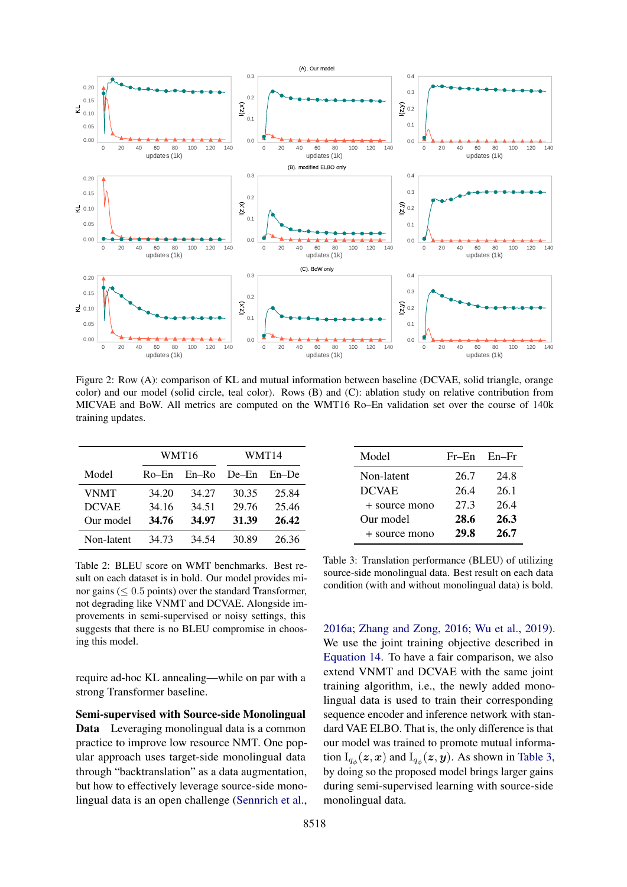Figure 2: Row (A): comparison of KL and mutual information between baseline (DCVAE, solid triangle, orange color) and our model (solid circle, teal color). Rows (B) and (C): ablation study on relative contribution from MICVAE and BoW. All metrics are computed on the WMT16 Ro–En validation set over the course of 140k training updates.

| Model | WMT16 | | WMT14 | |
|---|---|---|---|---|
| | Ro–En | En–Ro | De–En | En–De |
| VNMT | 34.20 | 34.27 | 30.35 | 25.84 |
| DCVAE | 34.16 | 34.51 | 29.76 | 25.46 |
| Our model | **34.76** | **34.97** | **31.39** | **26.42** |
| Non-latent | 34.73 | 34.54 | 30.89 | 26.36 |

Table 2: BLEU score on WMT benchmarks. Best result on each dataset is in bold. Our model provides minor gains ($\leq 0.5$ points) over the standard Transformer, not degrading like VNMT and DCVAE. Alongside improvements in semi-supervised or noisy settings, this suggests that there is no BLEU compromise in choosing this model.

require ad-hoc KL annealing—while on par with a strong Transformer baseline.

**Semi-supervised with Source-side Monolingual Data** Leveraging monolingual data is a common practice to improve low resource NMT. One popular approach uses target-side monolingual data through "backtranslation" as a data augmentation, but how to effectively leverage source-side monolingual data is an open challenge (Sennrich et al., 2016a; Zhang and Zong, 2016; Wu et al., 2019). We use the joint training objective described in Equation 14. To have a fair comparison, we also extend VNMT and DCVAE with the same joint training algorithm, i.e., the newly added monolingual data is used to train their corresponding sequence encoder and inference network with standard VAE ELBO. That is, the only difference is that our model was trained to promote mutual information $\mathrm{I}_{q_\phi}(\boldsymbol{z}, \boldsymbol{x})$ and $\mathrm{I}_{q_\phi}(\boldsymbol{z}, \boldsymbol{y})$. As shown in Table 3, by doing so the proposed model brings larger gains during semi-supervised learning with source-side monolingual data.

| Model | Fr–En | En–Fr |
|---|---|---|
| Non-latent | 26.7 | 24.8 |
| DCVAE | 26.4 | 26.1 |
| + source mono | 27.3 | 26.4 |
| Our model | **28.6** | **26.3** |
| + source mono | **29.8** | **26.7** |

Table 3: Translation performance (BLEU) of utilizing source-side monolingual data. Best result on each data condition (with and without monolingual data) is bold.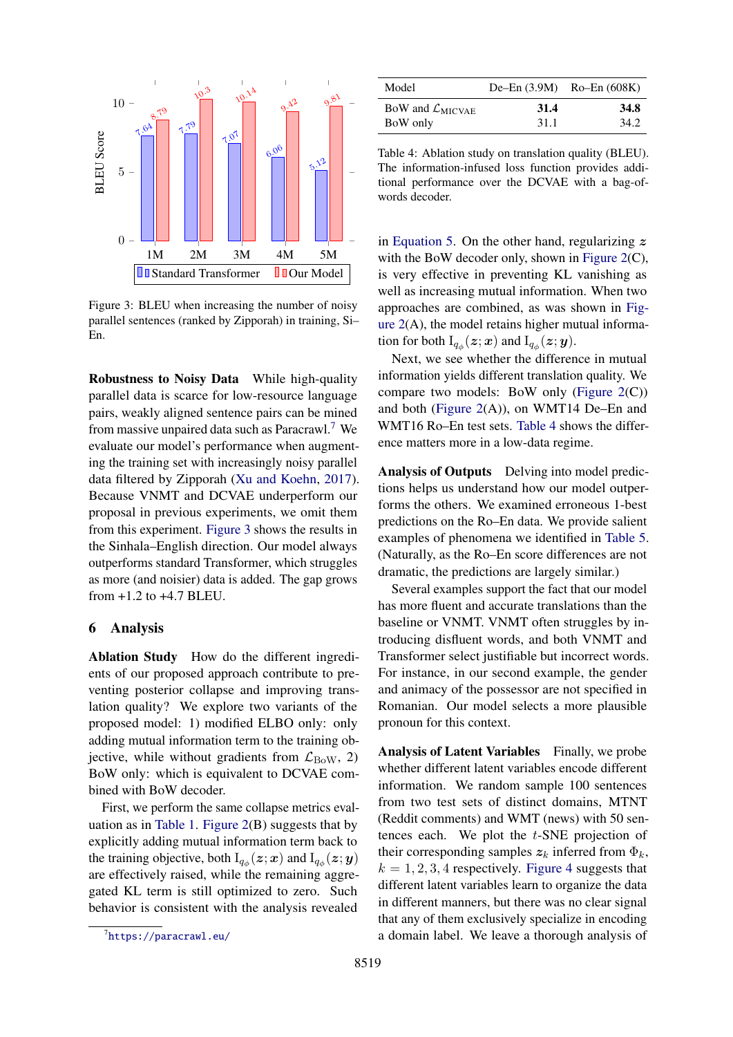Figure 3: BLEU when increasing the number of noisy parallel sentences (ranked by Zipporah) in training, Si–En.

**Robustness to Noisy Data** While high-quality parallel data is scarce for low-resource language pairs, weakly aligned sentence pairs can be mined from massive unpaired data such as Paracrawl.[7] We evaluate our model's performance when augmenting the training set with increasingly noisy parallel data filtered by Zipporah (Xu and Koehn, 2017). Because VNMT and DCVAE underperform our proposal in previous experiments, we omit them from this experiment. Figure 3 shows the results in the Sinhala–English direction. Our model always outperforms standard Transformer, which struggles as more (and noisier) data is added. The gap grows from +1.2 to +4.7 BLEU.

## 6 Analysis

**Ablation Study** How do the different ingredients of our proposed approach contribute to preventing posterior collapse and improving translation quality? We explore two variants of the proposed model: 1) modified ELBO only: only adding mutual information term to the training objective, while without gradients from $\mathcal{L}_{\text{BoW}}$, 2) BoW only: which is equivalent to DCVAE combined with BoW decoder.

First, we perform the same collapse metrics evaluation as in Table 1. Figure 2(B) suggests that by explicitly adding mutual information term back to the training objective, both $\mathrm{I}_{q_\phi}(\boldsymbol{z};\boldsymbol{x})$ and $\mathrm{I}_{q_\phi}(\boldsymbol{z};\boldsymbol{y})$ are effectively raised, while the remaining aggregated KL term is still optimized to zero. Such behavior is consistent with the analysis revealed in Equation 5. On the other hand, regularizing $\boldsymbol{z}$ with the BoW decoder only, shown in Figure 2(C), is very effective in preventing KL vanishing as well as increasing mutual information. When two approaches are combined, as was shown in Figure 2(A), the model retains higher mutual information for both $\mathrm{I}_{q_\phi}(\boldsymbol{z};\boldsymbol{x})$ and $\mathrm{I}_{q_\phi}(\boldsymbol{z};\boldsymbol{y})$.

| Model | De–En (3.9M) | Ro–En (608K) |
|---|---|---|
| BoW and $\mathcal{L}_{\text{MICVAE}}$ | **31.4** | **34.8** |
| BoW only | 31.1 | 34.2 |

Table 4: Ablation study on translation quality (BLEU). The information-infused loss function provides additional performance over the DCVAE with a bag-of-words decoder.

Next, we see whether the difference in mutual information yields different translation quality. We compare two models: BoW only (Figure 2(C)) and both (Figure 2(A)), on WMT14 De–En and WMT16 Ro–En test sets. Table 4 shows the difference matters more in a low-data regime.

**Analysis of Outputs** Delving into model predictions helps us understand how our model outperforms the others. We examined erroneous 1-best predictions on the Ro–En data. We provide salient examples of phenomena we identified in Table 5. (Naturally, as the Ro–En score differences are not dramatic, the predictions are largely similar.)

Several examples support the fact that our model has more fluent and accurate translations than the baseline or VNMT. VNMT often struggles by introducing disfluent words, and both VNMT and Transformer select justifiable but incorrect words. For instance, in our second example, the gender and animacy of the possessor are not specified in Romanian. Our model selects a more plausible pronoun for this context.

**Analysis of Latent Variables** Finally, we probe whether different latent variables encode different information. We random sample 100 sentences from two test sets of distinct domains, MTNT (Reddit comments) and WMT (news) with 50 sentences each. We plot the $t$-SNE projection of their corresponding samples $\boldsymbol{z}_k$ inferred from $\Phi_k$, $k = 1, 2, 3, 4$ respectively. Figure 4 suggests that different latent variables learn to organize the data in different manners, but there was no clear signal that any of them exclusively specialize in encoding a domain label. We leave a thorough analysis of

[7] https://paracrawl.eu/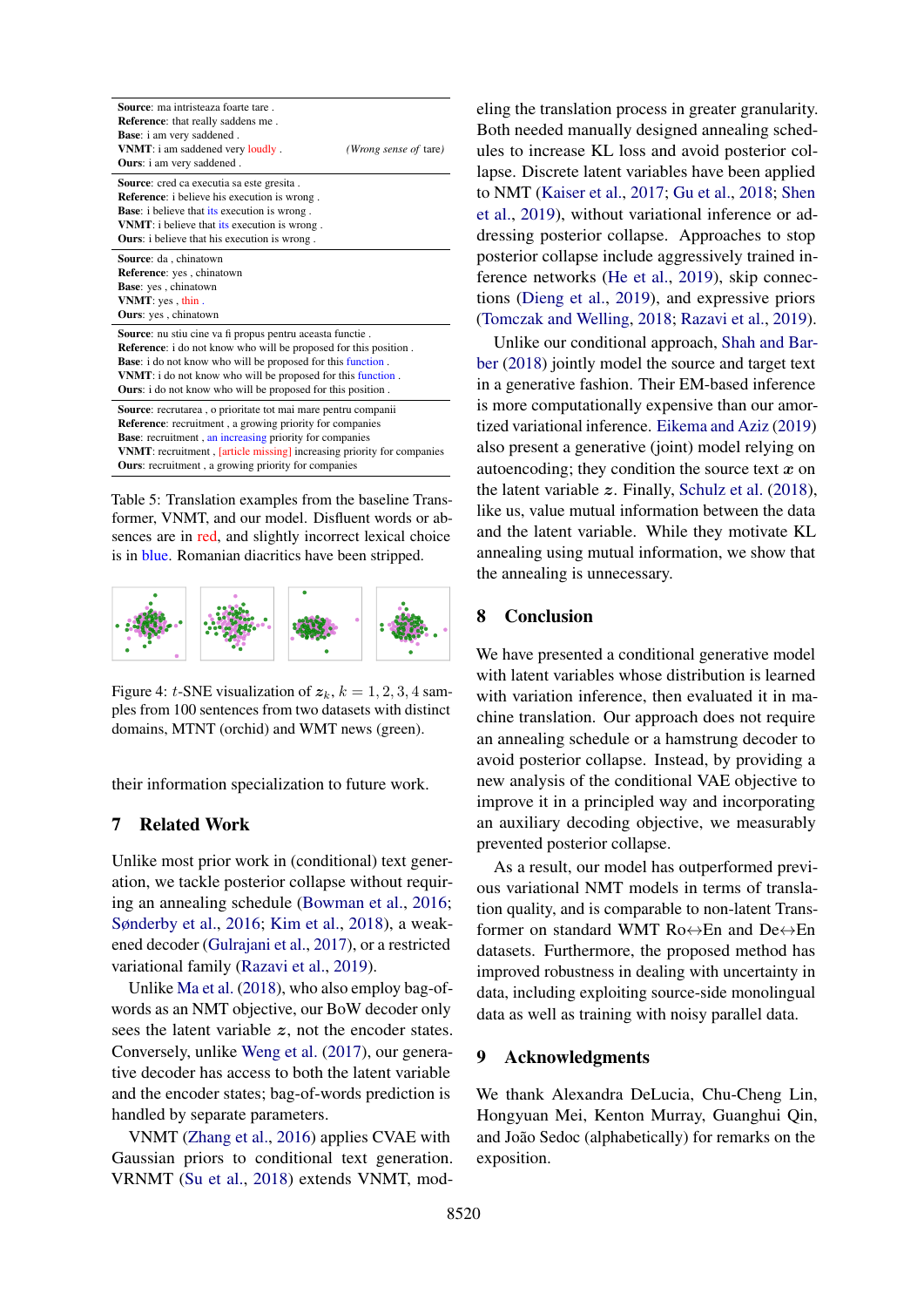| |
|---|
| **Source**: ma intristeaza foarte tare .<br>**Reference**: that really saddens me .<br>**Base**: i am very saddened .<br>**VNMT**: i am saddened very loudly . *(Wrong sense of* tare*)*<br>**Ours**: i am very saddened . |
| **Source**: cred ca executia sa este gresita .<br>**Reference**: i believe his execution is wrong .<br>**Base**: i believe that its execution is wrong .<br>**VNMT**: i believe that its execution is wrong .<br>**Ours**: i believe that his execution is wrong . |
| **Source**: da , chinatown<br>**Reference**: yes , chinatown<br>**Base**: yes , chinatown<br>**VNMT**: yes , thin .<br>**Ours**: yes , chinatown |
| **Source**: nu stiu cine va fi propus pentru aceasta functie .<br>**Reference**: i do not know who will be proposed for this position .<br>**Base**: i do not know who will be proposed for this function .<br>**VNMT**: i do not know who will be proposed for this function .<br>**Ours**: i do not know who will be proposed for this position . |
| **Source**: recrutarea , o prioritate tot mai mare pentru companii<br>**Reference**: recruitment , a growing priority for companies<br>**Base**: recruitment , an increasing priority for companies<br>**VNMT**: recruitment , [article missing] increasing priority for companies<br>**Ours**: recruitment , a growing priority for companies |

Table 5: Translation examples from the baseline Transformer, VNMT, and our model. Disfluent words or absences are in red, and slightly incorrect lexical choice is in blue. Romanian diacritics have been stripped.

Figure 4: $t$-SNE visualization of $z_k$, $k = 1, 2, 3, 4$ samples from 100 sentences from two datasets with distinct domains, MTNT (orchid) and WMT news (green).

their information specialization to future work.

## 7 Related Work

Unlike most prior work in (conditional) text generation, we tackle posterior collapse without requiring an annealing schedule (Bowman et al., 2016; Sønderby et al., 2016; Kim et al., 2018), a weakened decoder (Gulrajani et al., 2017), or a restricted variational family (Razavi et al., 2019).

Unlike Ma et al. (2018), who also employ bag-of-words as an NMT objective, our BoW decoder only sees the latent variable $z$, not the encoder states. Conversely, unlike Weng et al. (2017), our generative decoder has access to both the latent variable and the encoder states; bag-of-words prediction is handled by separate parameters.

VNMT (Zhang et al., 2016) applies CVAE with Gaussian priors to conditional text generation. VRNMT (Su et al., 2018) extends VNMT, modeling the translation process in greater granularity. Both needed manually designed annealing schedules to increase KL loss and avoid posterior collapse. Discrete latent variables have been applied to NMT (Kaiser et al., 2017; Gu et al., 2018; Shen et al., 2019), without variational inference or addressing posterior collapse. Approaches to stop posterior collapse include aggressively trained inference networks (He et al., 2019), skip connections (Dieng et al., 2019), and expressive priors (Tomczak and Welling, 2018; Razavi et al., 2019).

Unlike our conditional approach, Shah and Barber (2018) jointly model the source and target text in a generative fashion. Their EM-based inference is more computationally expensive than our amortized variational inference. Eikema and Aziz (2019) also present a generative (joint) model relying on autoencoding; they condition the source text $x$ on the latent variable $z$. Finally, Schulz et al. (2018), like us, value mutual information between the data and the latent variable. While they motivate KL annealing using mutual information, we show that the annealing is unnecessary.

## 8 Conclusion

We have presented a conditional generative model with latent variables whose distribution is learned with variation inference, then evaluated it in machine translation. Our approach does not require an annealing schedule or a hamstrung decoder to avoid posterior collapse. Instead, by providing a new analysis of the conditional VAE objective to improve it in a principled way and incorporating an auxiliary decoding objective, we measurably prevented posterior collapse.

As a result, our model has outperformed previous variational NMT models in terms of translation quality, and is comparable to non-latent Transformer on standard WMT Ro↔En and De↔En datasets. Furthermore, the proposed method has improved robustness in dealing with uncertainty in data, including exploiting source-side monolingual data as well as training with noisy parallel data.

## 9 Acknowledgments

We thank Alexandra DeLucia, Chu-Cheng Lin, Hongyuan Mei, Kenton Murray, Guanghui Qin, and João Sedoc (alphabetically) for remarks on the exposition.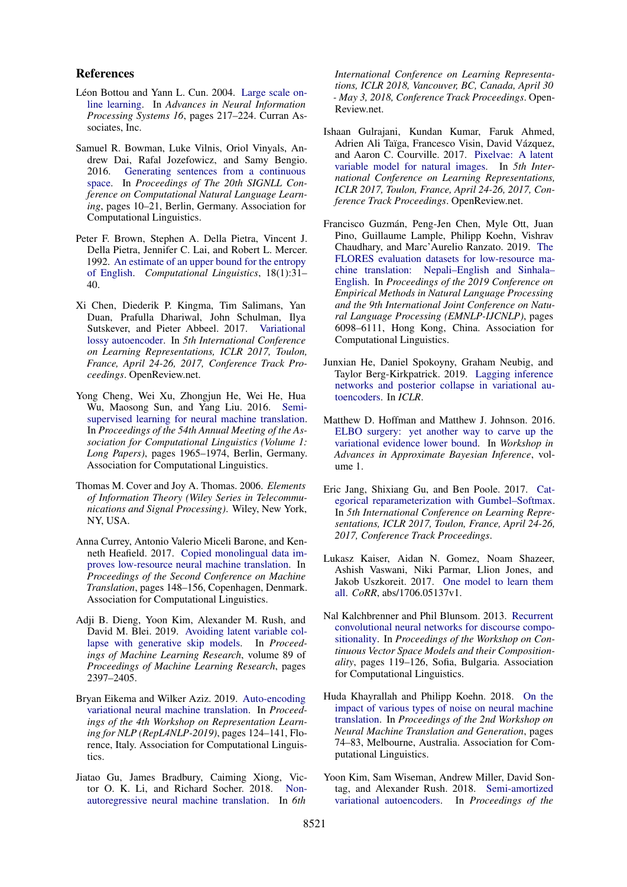## References

Léon Bottou and Yann L. Cun. 2004. Large scale online learning. In *Advances in Neural Information Processing Systems 16*, pages 217–224. Curran Associates, Inc.

Samuel R. Bowman, Luke Vilnis, Oriol Vinyals, Andrew Dai, Rafal Jozefowicz, and Samy Bengio. 2016. Generating sentences from a continuous space. In *Proceedings of The 20th SIGNLL Conference on Computational Natural Language Learning*, pages 10–21, Berlin, Germany. Association for Computational Linguistics.

Peter F. Brown, Stephen A. Della Pietra, Vincent J. Della Pietra, Jennifer C. Lai, and Robert L. Mercer. 1992. An estimate of an upper bound for the entropy of English. *Computational Linguistics*, 18(1):31–40.

Xi Chen, Diederik P. Kingma, Tim Salimans, Yan Duan, Prafulla Dhariwal, John Schulman, Ilya Sutskever, and Pieter Abbeel. 2017. Variational lossy autoencoder. In *5th International Conference on Learning Representations, ICLR 2017, Toulon, France, April 24-26, 2017, Conference Track Proceedings*. OpenReview.net.

Yong Cheng, Wei Xu, Zhongjun He, Wei He, Hua Wu, Maosong Sun, and Yang Liu. 2016. Semi-supervised learning for neural machine translation. In *Proceedings of the 54th Annual Meeting of the Association for Computational Linguistics (Volume 1: Long Papers)*, pages 1965–1974, Berlin, Germany. Association for Computational Linguistics.

Thomas M. Cover and Joy A. Thomas. 2006. *Elements of Information Theory (Wiley Series in Telecommunications and Signal Processing)*. Wiley, New York, NY, USA.

Anna Currey, Antonio Valerio Miceli Barone, and Kenneth Heafield. 2017. Copied monolingual data improves low-resource neural machine translation. In *Proceedings of the Second Conference on Machine Translation*, pages 148–156, Copenhagen, Denmark. Association for Computational Linguistics.

Adji B. Dieng, Yoon Kim, Alexander M. Rush, and David M. Blei. 2019. Avoiding latent variable collapse with generative skip models. In *Proceedings of Machine Learning Research*, volume 89 of *Proceedings of Machine Learning Research*, pages 2397–2405.

Bryan Eikema and Wilker Aziz. 2019. Auto-encoding variational neural machine translation. In *Proceedings of the 4th Workshop on Representation Learning for NLP (RepL4NLP-2019)*, pages 124–141, Florence, Italy. Association for Computational Linguistics.

Jiatao Gu, James Bradbury, Caiming Xiong, Victor O. K. Li, and Richard Socher. 2018. Non-autoregressive neural machine translation. In *6th International Conference on Learning Representations, ICLR 2018, Vancouver, BC, Canada, April 30 - May 3, 2018, Conference Track Proceedings*. OpenReview.net.

Ishaan Gulrajani, Kundan Kumar, Faruk Ahmed, Adrien Ali Taïga, Francesco Visin, David Vázquez, and Aaron C. Courville. 2017. Pixelvae: A latent variable model for natural images. In *5th International Conference on Learning Representations, ICLR 2017, Toulon, France, April 24-26, 2017, Conference Track Proceedings*. OpenReview.net.

Francisco Guzmán, Peng-Jen Chen, Myle Ott, Juan Pino, Guillaume Lample, Philipp Koehn, Vishrav Chaudhary, and Marc'Aurelio Ranzato. 2019. The FLORES evaluation datasets for low-resource machine translation: Nepali–English and Sinhala–English. In *Proceedings of the 2019 Conference on Empirical Methods in Natural Language Processing and the 9th International Joint Conference on Natural Language Processing (EMNLP-IJCNLP)*, pages 6098–6111, Hong Kong, China. Association for Computational Linguistics.

Junxian He, Daniel Spokoyny, Graham Neubig, and Taylor Berg-Kirkpatrick. 2019. Lagging inference networks and posterior collapse in variational autoencoders. In *ICLR*.

Matthew D. Hoffman and Matthew J. Johnson. 2016. ELBO surgery: yet another way to carve up the variational evidence lower bound. In *Workshop in Advances in Approximate Bayesian Inference*, volume 1.

Eric Jang, Shixiang Gu, and Ben Poole. 2017. Categorical reparameterization with Gumbel–Softmax. In *5th International Conference on Learning Representations, ICLR 2017, Toulon, France, April 24-26, 2017, Conference Track Proceedings*.

Lukasz Kaiser, Aidan N. Gomez, Noam Shazeer, Ashish Vaswani, Niki Parmar, Llion Jones, and Jakob Uszkoreit. 2017. One model to learn them all. *CoRR*, abs/1706.05137v1.

Nal Kalchbrenner and Phil Blunsom. 2013. Recurrent convolutional neural networks for discourse compositionality. In *Proceedings of the Workshop on Continuous Vector Space Models and their Compositionality*, pages 119–126, Sofia, Bulgaria. Association for Computational Linguistics.

Huda Khayrallah and Philipp Koehn. 2018. On the impact of various types of noise on neural machine translation. In *Proceedings of the 2nd Workshop on Neural Machine Translation and Generation*, pages 74–83, Melbourne, Australia. Association for Computational Linguistics.

Yoon Kim, Sam Wiseman, Andrew Miller, David Sontag, and Alexander Rush. 2018. Semi-amortized variational autoencoders. In *Proceedings of the*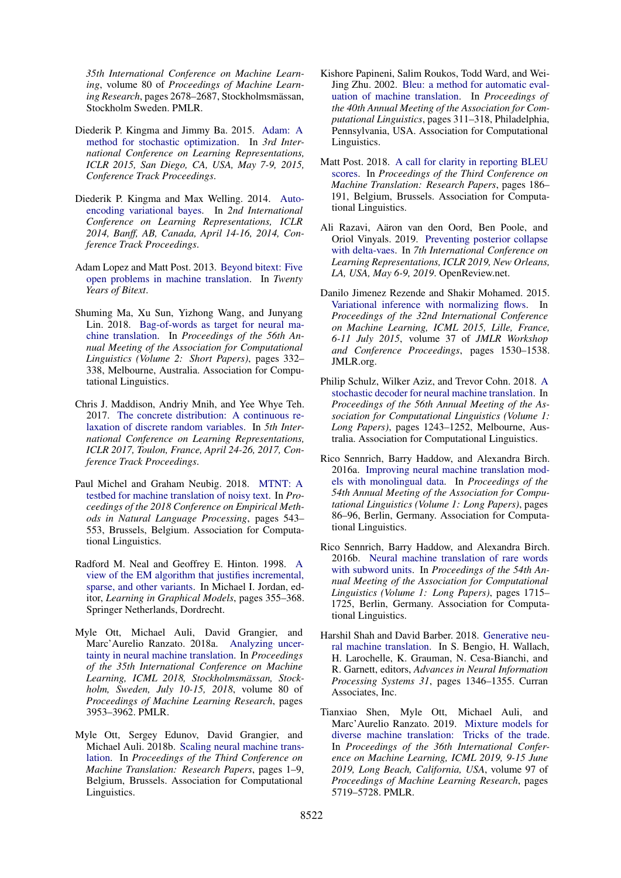35th International Conference on Machine Learning, volume 80 of Proceedings of Machine Learning Research, pages 2678–2687, Stockholmsmässan, Stockholm Sweden. PMLR.

Diederik P. Kingma and Jimmy Ba. 2015. Adam: A method for stochastic optimization. In *3rd International Conference on Learning Representations, ICLR 2015, San Diego, CA, USA, May 7-9, 2015, Conference Track Proceedings*.

Diederik P. Kingma and Max Welling. 2014. Auto-encoding variational bayes. In *2nd International Conference on Learning Representations, ICLR 2014, Banff, AB, Canada, April 14-16, 2014, Conference Track Proceedings*.

Adam Lopez and Matt Post. 2013. Beyond bitext: Five open problems in machine translation. In *Twenty Years of Bitext*.

Shuming Ma, Xu Sun, Yizhong Wang, and Junyang Lin. 2018. Bag-of-words as target for neural machine translation. In *Proceedings of the 56th Annual Meeting of the Association for Computational Linguistics (Volume 2: Short Papers)*, pages 332–338, Melbourne, Australia. Association for Computational Linguistics.

Chris J. Maddison, Andriy Mnih, and Yee Whye Teh. 2017. The concrete distribution: A continuous relaxation of discrete random variables. In *5th International Conference on Learning Representations, ICLR 2017, Toulon, France, April 24-26, 2017, Conference Track Proceedings*.

Paul Michel and Graham Neubig. 2018. MTNT: A testbed for machine translation of noisy text. In *Proceedings of the 2018 Conference on Empirical Methods in Natural Language Processing*, pages 543–553, Brussels, Belgium. Association for Computational Linguistics.

Radford M. Neal and Geoffrey E. Hinton. 1998. A view of the EM algorithm that justifies incremental, sparse, and other variants. In Michael I. Jordan, editor, *Learning in Graphical Models*, pages 355–368. Springer Netherlands, Dordrecht.

Myle Ott, Michael Auli, David Grangier, and Marc'Aurelio Ranzato. 2018a. Analyzing uncertainty in neural machine translation. In *Proceedings of the 35th International Conference on Machine Learning, ICML 2018, Stockholmsmässan, Stockholm, Sweden, July 10-15, 2018*, volume 80 of *Proceedings of Machine Learning Research*, pages 3953–3962. PMLR.

Myle Ott, Sergey Edunov, David Grangier, and Michael Auli. 2018b. Scaling neural machine translation. In *Proceedings of the Third Conference on Machine Translation: Research Papers*, pages 1–9, Belgium, Brussels. Association for Computational Linguistics.

Kishore Papineni, Salim Roukos, Todd Ward, and Wei-Jing Zhu. 2002. Bleu: a method for automatic evaluation of machine translation. In *Proceedings of the 40th Annual Meeting of the Association for Computational Linguistics*, pages 311–318, Philadelphia, Pennsylvania, USA. Association for Computational Linguistics.

Matt Post. 2018. A call for clarity in reporting BLEU scores. In *Proceedings of the Third Conference on Machine Translation: Research Papers*, pages 186–191, Belgium, Brussels. Association for Computational Linguistics.

Ali Razavi, Aäron van den Oord, Ben Poole, and Oriol Vinyals. 2019. Preventing posterior collapse with delta-vaes. In *7th International Conference on Learning Representations, ICLR 2019, New Orleans, LA, USA, May 6-9, 2019*. OpenReview.net.

Danilo Jimenez Rezende and Shakir Mohamed. 2015. Variational inference with normalizing flows. In *Proceedings of the 32nd International Conference on Machine Learning, ICML 2015, Lille, France, 6-11 July 2015*, volume 37 of *JMLR Workshop and Conference Proceedings*, pages 1530–1538. JMLR.org.

Philip Schulz, Wilker Aziz, and Trevor Cohn. 2018. A stochastic decoder for neural machine translation. In *Proceedings of the 56th Annual Meeting of the Association for Computational Linguistics (Volume 1: Long Papers)*, pages 1243–1252, Melbourne, Australia. Association for Computational Linguistics.

Rico Sennrich, Barry Haddow, and Alexandra Birch. 2016a. Improving neural machine translation models with monolingual data. In *Proceedings of the 54th Annual Meeting of the Association for Computational Linguistics (Volume 1: Long Papers)*, pages 86–96, Berlin, Germany. Association for Computational Linguistics.

Rico Sennrich, Barry Haddow, and Alexandra Birch. 2016b. Neural machine translation of rare words with subword units. In *Proceedings of the 54th Annual Meeting of the Association for Computational Linguistics (Volume 1: Long Papers)*, pages 1715–1725, Berlin, Germany. Association for Computational Linguistics.

Harshil Shah and David Barber. 2018. Generative neural machine translation. In S. Bengio, H. Wallach, H. Larochelle, K. Grauman, N. Cesa-Bianchi, and R. Garnett, editors, *Advances in Neural Information Processing Systems 31*, pages 1346–1355. Curran Associates, Inc.

Tianxiao Shen, Myle Ott, Michael Auli, and Marc'Aurelio Ranzato. 2019. Mixture models for diverse machine translation: Tricks of the trade. In *Proceedings of the 36th International Conference on Machine Learning, ICML 2019, 9-15 June 2019, Long Beach, California, USA*, volume 97 of *Proceedings of Machine Learning Research*, pages 5719–5728. PMLR.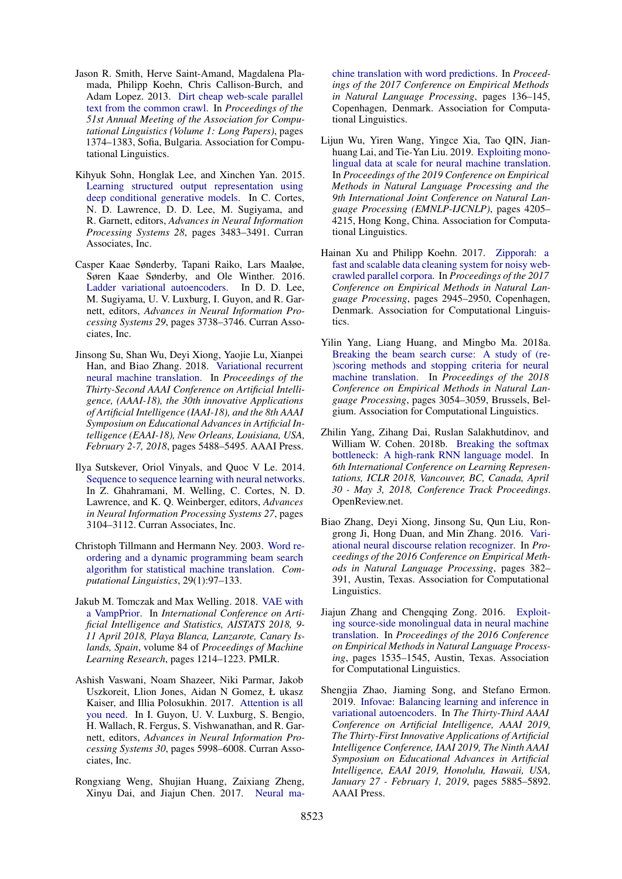Jason R. Smith, Herve Saint-Amand, Magdalena Plamada, Philipp Koehn, Chris Callison-Burch, and Adam Lopez. 2013. Dirt cheap web-scale parallel text from the common crawl. In *Proceedings of the 51st Annual Meeting of the Association for Computational Linguistics (Volume 1: Long Papers)*, pages 1374–1383, Sofia, Bulgaria. Association for Computational Linguistics.

Kihyuk Sohn, Honglak Lee, and Xinchen Yan. 2015. Learning structured output representation using deep conditional generative models. In C. Cortes, N. D. Lawrence, D. D. Lee, M. Sugiyama, and R. Garnett, editors, *Advances in Neural Information Processing Systems 28*, pages 3483–3491. Curran Associates, Inc.

Casper Kaae Sønderby, Tapani Raiko, Lars Maaløe, Søren Kaae Sønderby, and Ole Winther. 2016. Ladder variational autoencoders. In D. D. Lee, M. Sugiyama, U. V. Luxburg, I. Guyon, and R. Garnett, editors, *Advances in Neural Information Processing Systems 29*, pages 3738–3746. Curran Associates, Inc.

Jinsong Su, Shan Wu, Deyi Xiong, Yaojie Lu, Xianpei Han, and Biao Zhang. 2018. Variational recurrent neural machine translation. In *Proceedings of the Thirty-Second AAAI Conference on Artificial Intelligence, (AAAI-18), the 30th innovative Applications of Artificial Intelligence (IAAI-18), and the 8th AAAI Symposium on Educational Advances in Artificial Intelligence (EAAI-18), New Orleans, Louisiana, USA, February 2-7, 2018*, pages 5488–5495. AAAI Press.

Ilya Sutskever, Oriol Vinyals, and Quoc V Le. 2014. Sequence to sequence learning with neural networks. In Z. Ghahramani, M. Welling, C. Cortes, N. D. Lawrence, and K. Q. Weinberger, editors, *Advances in Neural Information Processing Systems 27*, pages 3104–3112. Curran Associates, Inc.

Christoph Tillmann and Hermann Ney. 2003. Word reordering and a dynamic programming beam search algorithm for statistical machine translation. *Computational Linguistics*, 29(1):97–133.

Jakub M. Tomczak and Max Welling. 2018. VAE with a VampPrior. In *International Conference on Artificial Intelligence and Statistics, AISTATS 2018, 9-11 April 2018, Playa Blanca, Lanzarote, Canary Islands, Spain*, volume 84 of *Proceedings of Machine Learning Research*, pages 1214–1223. PMLR.

Ashish Vaswani, Noam Shazeer, Niki Parmar, Jakob Uszkoreit, Llion Jones, Aidan N Gomez, Ł ukasz Kaiser, and Illia Polosukhin. 2017. Attention is all you need. In I. Guyon, U. V. Luxburg, S. Bengio, H. Wallach, R. Fergus, S. Vishwanathan, and R. Garnett, editors, *Advances in Neural Information Processing Systems 30*, pages 5998–6008. Curran Associates, Inc.

Rongxiang Weng, Shujian Huang, Zaixiang Zheng, Xinyu Dai, and Jiajun Chen. 2017. Neural machine translation with word predictions. In *Proceedings of the 2017 Conference on Empirical Methods in Natural Language Processing*, pages 136–145, Copenhagen, Denmark. Association for Computational Linguistics.

Lijun Wu, Yiren Wang, Yingce Xia, Tao QIN, Jianhuang Lai, and Tie-Yan Liu. 2019. Exploiting monolingual data at scale for neural machine translation. In *Proceedings of the 2019 Conference on Empirical Methods in Natural Language Processing and the 9th International Joint Conference on Natural Language Processing (EMNLP-IJCNLP)*, pages 4205–4215, Hong Kong, China. Association for Computational Linguistics.

Hainan Xu and Philipp Koehn. 2017. Zipporah: a fast and scalable data cleaning system for noisy web-crawled parallel corpora. In *Proceedings of the 2017 Conference on Empirical Methods in Natural Language Processing*, pages 2945–2950, Copenhagen, Denmark. Association for Computational Linguistics.

Yilin Yang, Liang Huang, and Mingbo Ma. 2018a. Breaking the beam search curse: A study of (re-)scoring methods and stopping criteria for neural machine translation. In *Proceedings of the 2018 Conference on Empirical Methods in Natural Language Processing*, pages 3054–3059, Brussels, Belgium. Association for Computational Linguistics.

Zhilin Yang, Zihang Dai, Ruslan Salakhutdinov, and William W. Cohen. 2018b. Breaking the softmax bottleneck: A high-rank RNN language model. In *6th International Conference on Learning Representations, ICLR 2018, Vancouver, BC, Canada, April 30 - May 3, 2018, Conference Track Proceedings*. OpenReview.net.

Biao Zhang, Deyi Xiong, Jinsong Su, Qun Liu, Rongrong Ji, Hong Duan, and Min Zhang. 2016. Variational neural discourse relation recognizer. In *Proceedings of the 2016 Conference on Empirical Methods in Natural Language Processing*, pages 382–391, Austin, Texas. Association for Computational Linguistics.

Jiajun Zhang and Chengqing Zong. 2016. Exploiting source-side monolingual data in neural machine translation. In *Proceedings of the 2016 Conference on Empirical Methods in Natural Language Processing*, pages 1535–1545, Austin, Texas. Association for Computational Linguistics.

Shengjia Zhao, Jiaming Song, and Stefano Ermon. 2019. Infovae: Balancing learning and inference in variational autoencoders. In *The Thirty-Third AAAI Conference on Artificial Intelligence, AAAI 2019, The Thirty-First Innovative Applications of Artificial Intelligence Conference, IAAI 2019, The Ninth AAAI Symposium on Educational Advances in Artificial Intelligence, EAAI 2019, Honolulu, Hawaii, USA, January 27 - February 1, 2019*, pages 5885–5892. AAAI Press.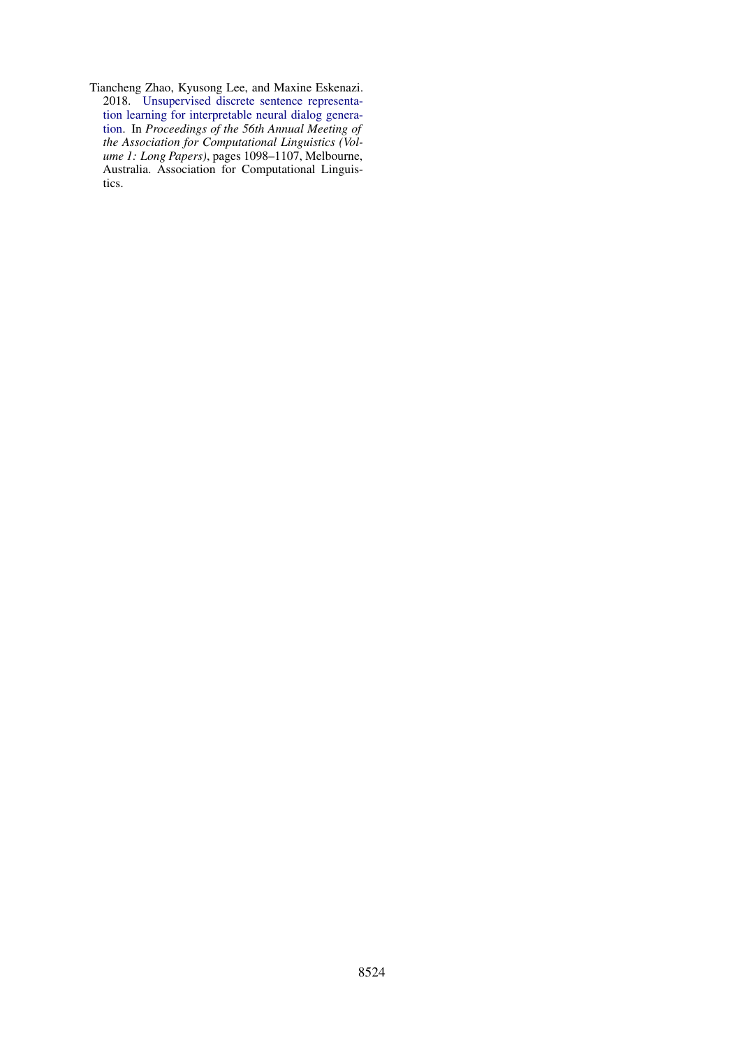Tiancheng Zhao, Kyusong Lee, and Maxine Eskenazi. 2018. Unsupervised discrete sentence representation learning for interpretable neural dialog generation. In *Proceedings of the 56th Annual Meeting of the Association for Computational Linguistics (Volume 1: Long Papers)*, pages 1098–1107, Melbourne, Australia. Association for Computational Linguistics.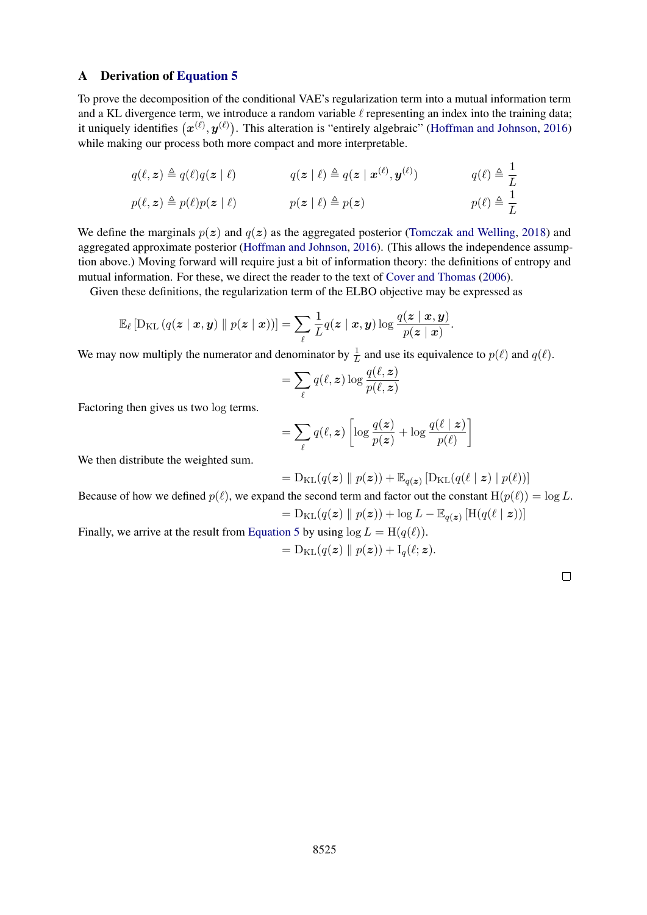## A Derivation of Equation 5

To prove the decomposition of the conditional VAE's regularization term into a mutual information term and a KL divergence term, we introduce a random variable $\ell$ representing an index into the training data; it uniquely identifies $(\boldsymbol{x}^{(\ell)}, \boldsymbol{y}^{(\ell)})$. This alteration is "entirely algebraic" (Hoffman and Johnson, 2016) while making our process both more compact and more interpretable.

$$
\begin{aligned}
q(\ell, \boldsymbol{z}) &\triangleq q(\ell) q(\boldsymbol{z} \mid \ell) \qquad & q(\boldsymbol{z} \mid \ell) &\triangleq q(\boldsymbol{z} \mid \boldsymbol{x}^{(\ell)}, \boldsymbol{y}^{(\ell)}) \qquad & q(\ell) &\triangleq \frac{1}{L} \\
p(\ell, \boldsymbol{z}) &\triangleq p(\ell) p(\boldsymbol{z} \mid \ell) \qquad & p(\boldsymbol{z} \mid \ell) &\triangleq p(\boldsymbol{z}) \qquad & p(\ell) &\triangleq \frac{1}{L}
\end{aligned}
$$

We define the marginals $p(\boldsymbol{z})$ and $q(\boldsymbol{z})$ as the aggregated posterior (Tomczak and Welling, 2018) and aggregated approximate posterior (Hoffman and Johnson, 2016). (This allows the independence assumption above.) Moving forward will require just a bit of information theory: the definitions of entropy and mutual information. For these, we direct the reader to the text of Cover and Thomas (2006).

Given these definitions, the regularization term of the ELBO objective may be expressed as

$$
\mathbb{E}_{\ell}\left[\mathrm{D}_{\mathrm{KL}}\left(q(\boldsymbol{z} \mid \boldsymbol{x}, \boldsymbol{y}) \parallel p(\boldsymbol{z} \mid \boldsymbol{x})\right)\right] = \sum_{\ell} \frac{1}{L} q(\boldsymbol{z} \mid \boldsymbol{x}, \boldsymbol{y}) \log \frac{q(\boldsymbol{z} \mid \boldsymbol{x}, \boldsymbol{y})}{p(\boldsymbol{z} \mid \boldsymbol{x})}.
$$

We may now multiply the numerator and denominator by $\frac{1}{L}$ and use its equivalence to $p(\ell)$ and $q(\ell)$.

$$
= \sum_{\ell} q(\ell, \boldsymbol{z}) \log \frac{q(\ell, \boldsymbol{z})}{p(\ell, \boldsymbol{z})}
$$

Factoring then gives us two log terms.

$$
= \sum_{\ell} q(\ell, \boldsymbol{z}) \left[\log \frac{q(\boldsymbol{z})}{p(\boldsymbol{z})} + \log \frac{q(\ell \mid \boldsymbol{z})}{p(\ell)}\right]
$$

We then distribute the weighted sum.

$$
= \mathrm{D}_{\mathrm{KL}}(q(\boldsymbol{z}) \parallel p(\boldsymbol{z})) + \mathbb{E}_{q(\boldsymbol{z})}\left[\mathrm{D}_{\mathrm{KL}}(q(\ell \mid \boldsymbol{z}) \mid p(\ell))\right]
$$

Because of how we defined $p(\ell)$, we expand the second term and factor out the constant $\mathrm{H}(p(\ell)) = \log L$.

$$
= \mathrm{D}_{\mathrm{KL}}(q(\boldsymbol{z}) \parallel p(\boldsymbol{z})) + \log L - \mathbb{E}_{q(\boldsymbol{z})}\left[\mathrm{H}(q(\ell \mid \boldsymbol{z}))\right]
$$

Finally, we arrive at the result from Equation 5 by using $\log L = \mathrm{H}(q(\ell))$.

$$
= \mathrm{D}_{\mathrm{KL}}(q(\boldsymbol{z}) \parallel p(\boldsymbol{z})) + \mathrm{I}_q(\ell; \boldsymbol{z}).
$$

□